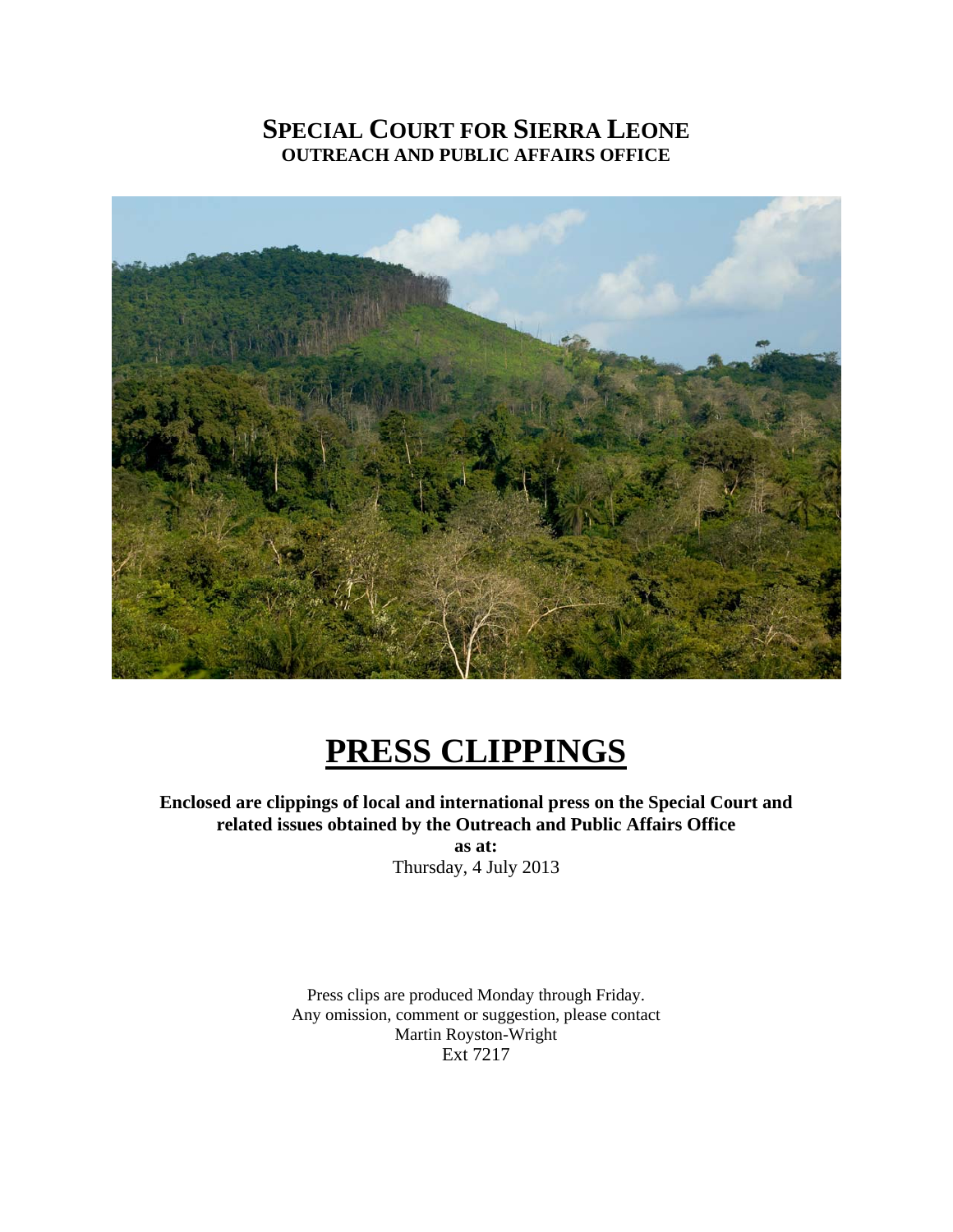# SPECIAL COURT FOR SIERRA LEONE
## OUTREACH AND PUBLIC AFFAIRS OFFICE

# PRESS CLIPPINGS

**Enclosed are clippings of local and international press on the Special Court and related issues obtained by the Outreach and Public Affairs Office**

**as at:**

Thursday, 4 July 2013

Press clips are produced Monday through Friday.
Any omission, comment or suggestion, please contact
Martin Royston-Wright
Ext 7217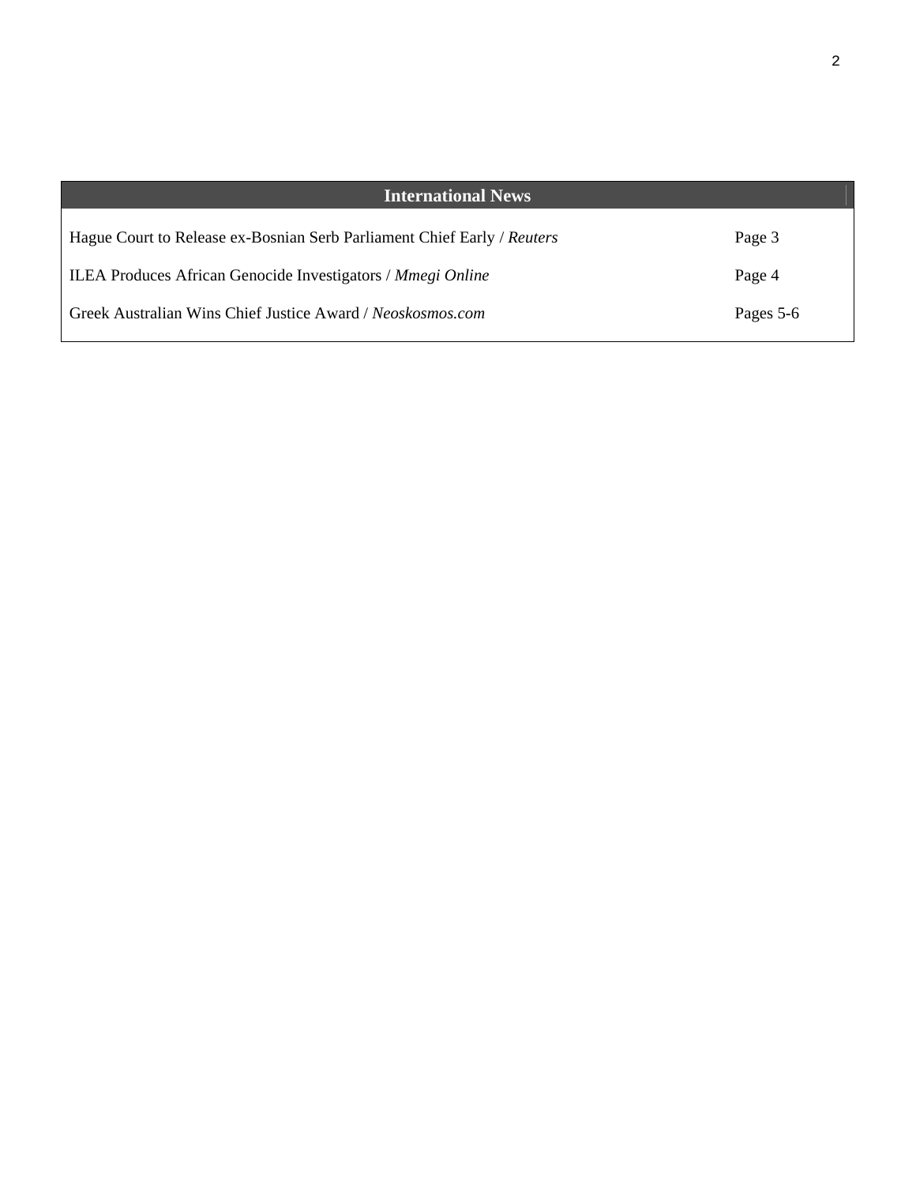| International News | |
|---|---|
| Hague Court to Release ex-Bosnian Serb Parliament Chief Early / *Reuters* | Page 3 |
| ILEA Produces African Genocide Investigators / *Mmegi Online* | Page 4 |
| Greek Australian Wins Chief Justice Award / *Neoskosmos.com* | Pages 5-6 |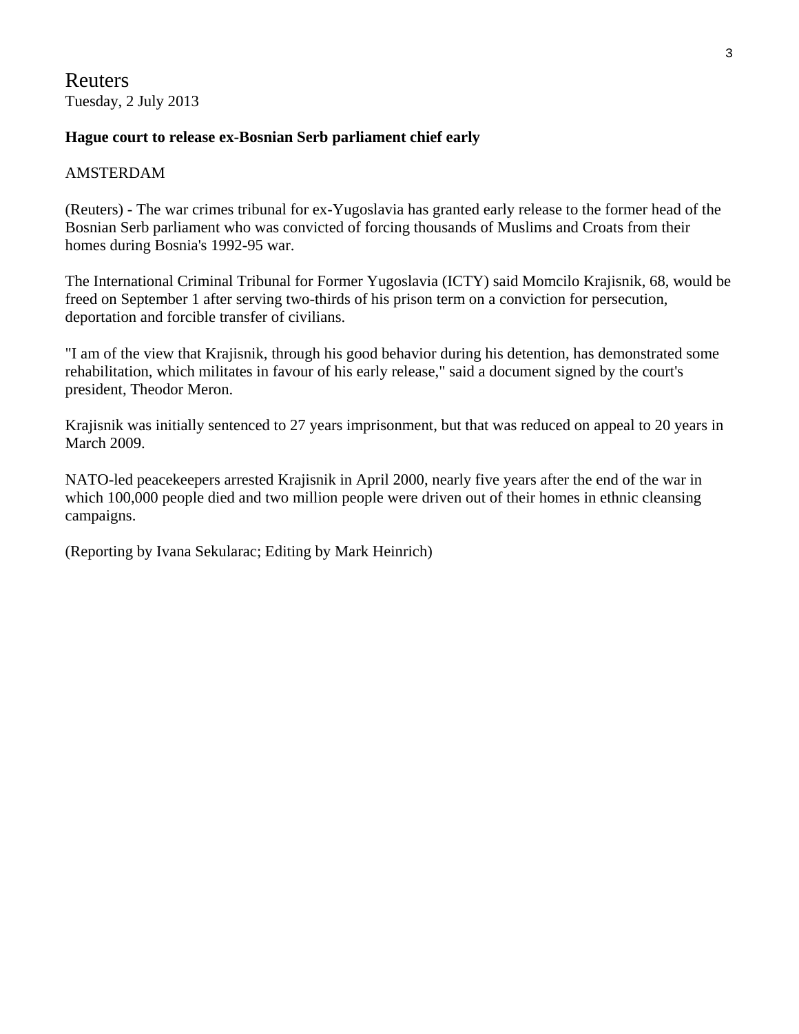Reuters
Tuesday, 2 July 2013

**Hague court to release ex-Bosnian Serb parliament chief early**

AMSTERDAM

(Reuters) - The war crimes tribunal for ex-Yugoslavia has granted early release to the former head of the Bosnian Serb parliament who was convicted of forcing thousands of Muslims and Croats from their homes during Bosnia's 1992-95 war.

The International Criminal Tribunal for Former Yugoslavia (ICTY) said Momcilo Krajisnik, 68, would be freed on September 1 after serving two-thirds of his prison term on a conviction for persecution, deportation and forcible transfer of civilians.

"I am of the view that Krajisnik, through his good behavior during his detention, has demonstrated some rehabilitation, which militates in favour of his early release," said a document signed by the court's president, Theodor Meron.

Krajisnik was initially sentenced to 27 years imprisonment, but that was reduced on appeal to 20 years in March 2009.

NATO-led peacekeepers arrested Krajisnik in April 2000, nearly five years after the end of the war in which 100,000 people died and two million people were driven out of their homes in ethnic cleansing campaigns.

(Reporting by Ivana Sekularac; Editing by Mark Heinrich)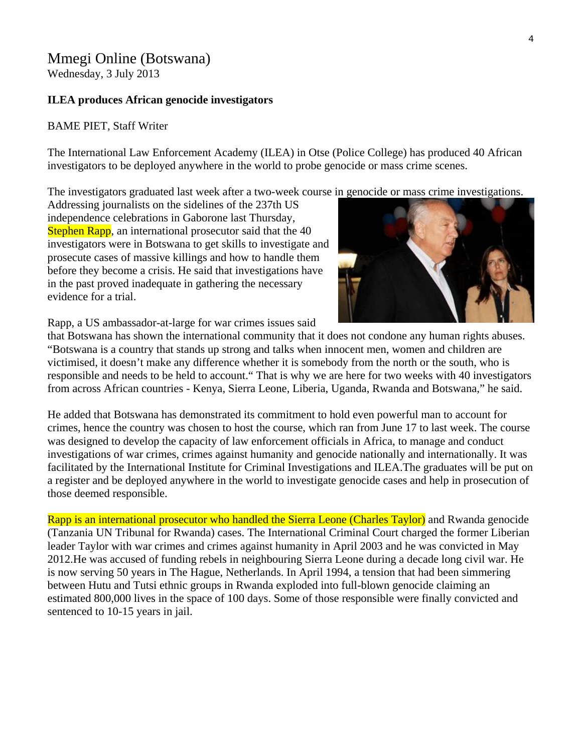# Mmegi Online (Botswana)

Wednesday, 3 July 2013

**ILEA produces African genocide investigators**

BAME PIET, Staff Writer

The International Law Enforcement Academy (ILEA) in Otse (Police College) has produced 40 African investigators to be deployed anywhere in the world to probe genocide or mass crime scenes.

The investigators graduated last week after a two-week course in genocide or mass crime investigations. Addressing journalists on the sidelines of the 237th US independence celebrations in Gaborone last Thursday, Stephen Rapp, an international prosecutor said that the 40 investigators were in Botswana to get skills to investigate and prosecute cases of massive killings and how to handle them before they become a crisis. He said that investigations have in the past proved inadequate in gathering the necessary evidence for a trial.

Rapp, a US ambassador-at-large for war crimes issues said that Botswana has shown the international community that it does not condone any human rights abuses. "Botswana is a country that stands up strong and talks when innocent men, women and children are victimised, it doesn't make any difference whether it is somebody from the north or the south, who is responsible and needs to be held to account." That is why we are here for two weeks with 40 investigators from across African countries - Kenya, Sierra Leone, Liberia, Uganda, Rwanda and Botswana," he said.

He added that Botswana has demonstrated its commitment to hold even powerful man to account for crimes, hence the country was chosen to host the course, which ran from June 17 to last week. The course was designed to develop the capacity of law enforcement officials in Africa, to manage and conduct investigations of war crimes, crimes against humanity and genocide nationally and internationally. It was facilitated by the International Institute for Criminal Investigations and ILEA.The graduates will be put on a register and be deployed anywhere in the world to investigate genocide cases and help in prosecution of those deemed responsible.

Rapp is an international prosecutor who handled the Sierra Leone (Charles Taylor) and Rwanda genocide (Tanzania UN Tribunal for Rwanda) cases. The International Criminal Court charged the former Liberian leader Taylor with war crimes and crimes against humanity in April 2003 and he was convicted in May 2012.He was accused of funding rebels in neighbouring Sierra Leone during a decade long civil war. He is now serving 50 years in The Hague, Netherlands. In April 1994, a tension that had been simmering between Hutu and Tutsi ethnic groups in Rwanda exploded into full-blown genocide claiming an estimated 800,000 lives in the space of 100 days. Some of those responsible were finally convicted and sentenced to 10-15 years in jail.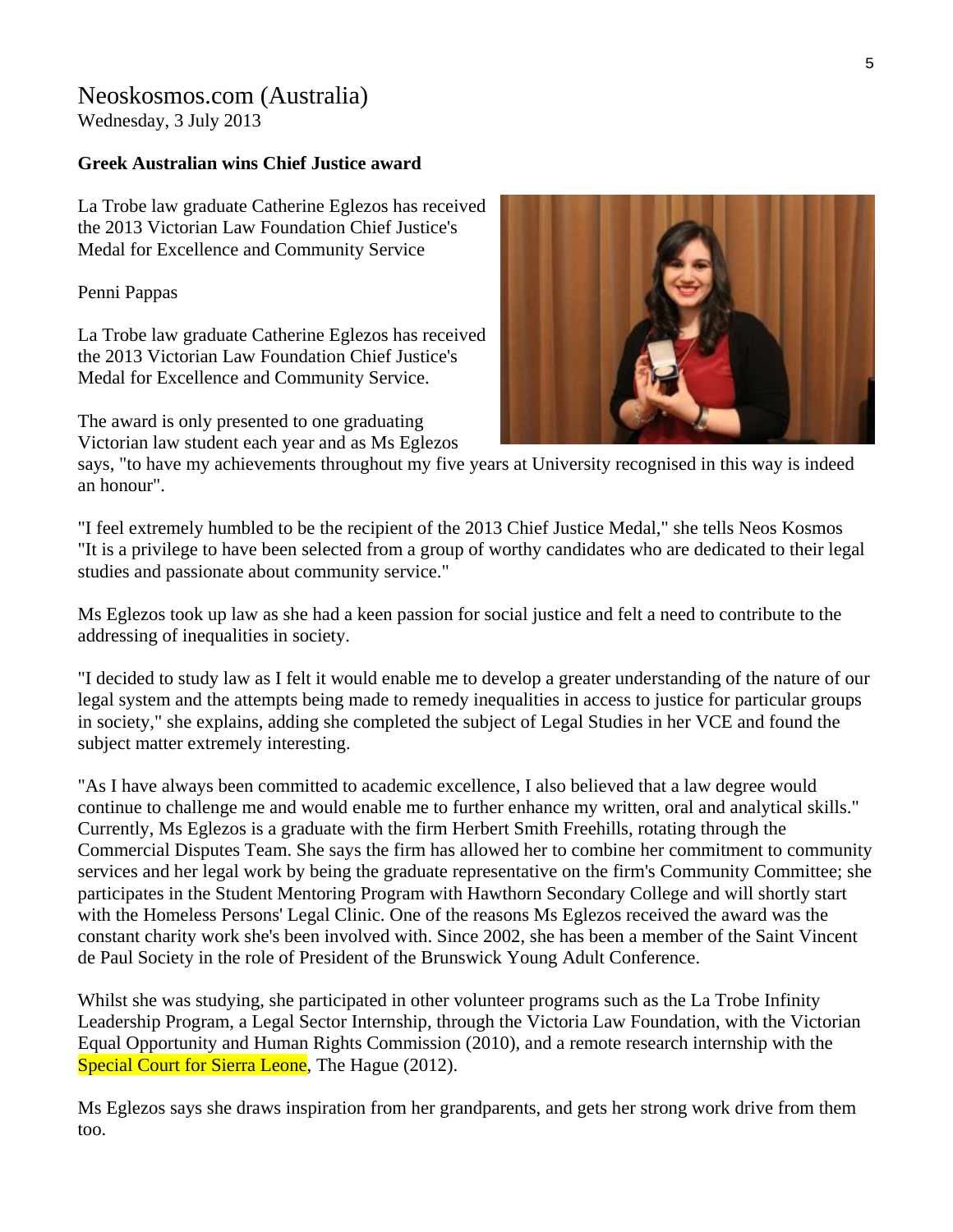Neoskosmos.com (Australia)
Wednesday, 3 July 2013

**Greek Australian wins Chief Justice award**

La Trobe law graduate Catherine Eglezos has received the 2013 Victorian Law Foundation Chief Justice's Medal for Excellence and Community Service

Penni Pappas

La Trobe law graduate Catherine Eglezos has received the 2013 Victorian Law Foundation Chief Justice's Medal for Excellence and Community Service.

The award is only presented to one graduating Victorian law student each year and as Ms Eglezos says, "to have my achievements throughout my five years at University recognised in this way is indeed an honour".

"I feel extremely humbled to be the recipient of the 2013 Chief Justice Medal," she tells Neos Kosmos "It is a privilege to have been selected from a group of worthy candidates who are dedicated to their legal studies and passionate about community service."

Ms Eglezos took up law as she had a keen passion for social justice and felt a need to contribute to the addressing of inequalities in society.

"I decided to study law as I felt it would enable me to develop a greater understanding of the nature of our legal system and the attempts being made to remedy inequalities in access to justice for particular groups in society," she explains, adding she completed the subject of Legal Studies in her VCE and found the subject matter extremely interesting.

"As I have always been committed to academic excellence, I also believed that a law degree would continue to challenge me and would enable me to further enhance my written, oral and analytical skills." Currently, Ms Eglezos is a graduate with the firm Herbert Smith Freehills, rotating through the Commercial Disputes Team. She says the firm has allowed her to combine her commitment to community services and her legal work by being the graduate representative on the firm's Community Committee; she participates in the Student Mentoring Program with Hawthorn Secondary College and will shortly start with the Homeless Persons' Legal Clinic. One of the reasons Ms Eglezos received the award was the constant charity work she's been involved with. Since 2002, she has been a member of the Saint Vincent de Paul Society in the role of President of the Brunswick Young Adult Conference.

Whilst she was studying, she participated in other volunteer programs such as the La Trobe Infinity Leadership Program, a Legal Sector Internship, through the Victoria Law Foundation, with the Victorian Equal Opportunity and Human Rights Commission (2010), and a remote research internship with the Special Court for Sierra Leone, The Hague (2012).

Ms Eglezos says she draws inspiration from her grandparents, and gets her strong work drive from them too.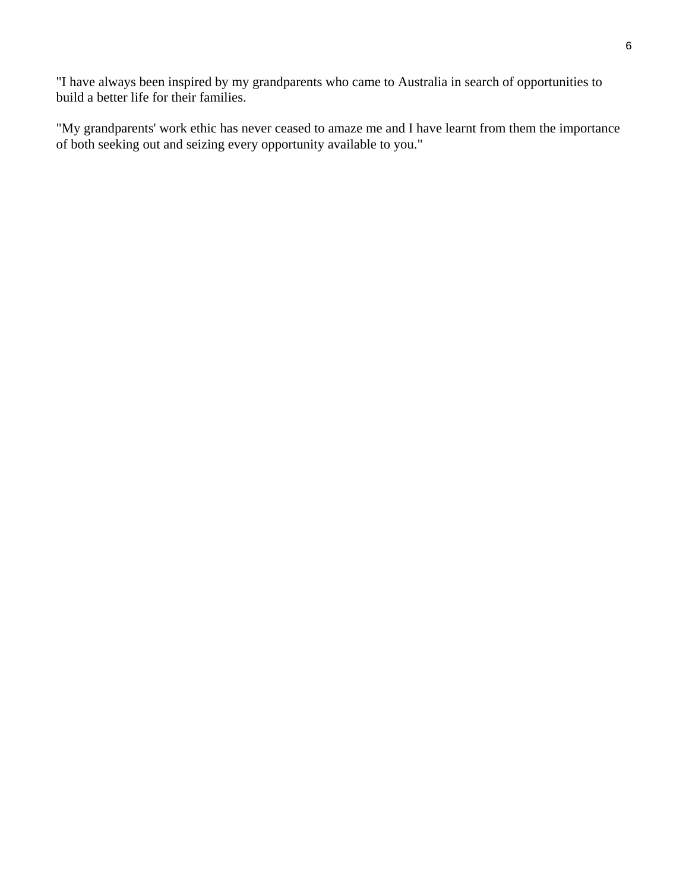"I have always been inspired by my grandparents who came to Australia in search of opportunities to build a better life for their families.

"My grandparents' work ethic has never ceased to amaze me and I have learnt from them the importance of both seeking out and seizing every opportunity available to you."